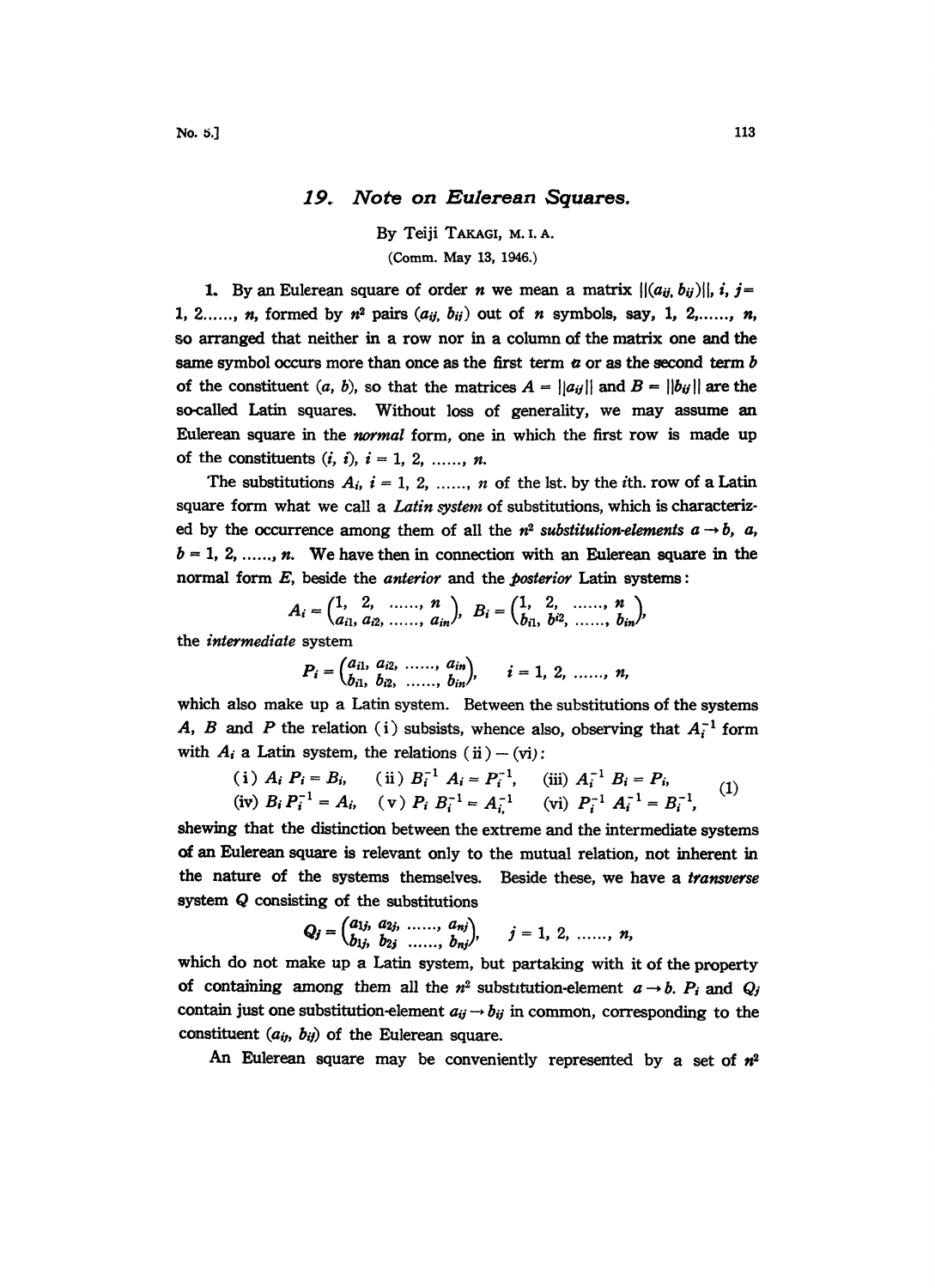# 19. Note on Eulerean Squares.

By Teiji TAKAGI, M. I. A.

(Comm. May 13, 1946.)

1. By an Eulerean square of order $n$ we mean a matrix $\|(a_{ij}, b_{ij})\|$, $i, j = 1, 2 \ldots\ldots, n$, formed by $n^2$ pairs $(a_{ij}, b_{ij})$ out of $n$ symbols, say, $1, 2, \ldots\ldots, n$, so arranged that neither in a row nor in a column of the matrix one and the same symbol occurs more than once as the first term $a$ or as the second term $b$ of the constituent $(a, b)$, so that the matrices $A = \|a_{ij}\|$ and $B = \|b_{ij}\|$ are the so-called Latin squares. Without loss of generality, we may assume an Eulerean square in the *normal* form, one in which the first row is made up of the constituents $(i, i)$, $i = 1, 2, \ldots\ldots, n$.

The substitutions $A_i$, $i = 1, 2, \ldots\ldots, n$ of the lst. by the $i$th. row of a Latin square form what we call a *Latin system* of substitutions, which is characterized by the occurrence among them of all the $n^2$ *substitution-elements* $a \to b$, $a, b = 1, 2, \ldots\ldots, n$. We have then in connection with an Eulerean square in the normal form $E$, beside the *anterior* and the *posterior* Latin systems:

$$A_i = \begin{pmatrix} 1, & 2, & \ldots\ldots, & n \\ a_{i1}, & a_{i2}, & \ldots\ldots, & a_{in} \end{pmatrix}, \quad B_i = \begin{pmatrix} 1, & 2, & \ldots\ldots, & n \\ b_{i1}, & b^{i2}, & \ldots\ldots, & b_{in} \end{pmatrix},$$

the *intermediate* system

$$P_i = \begin{pmatrix} a_{i1}, & a_{i2}, & \ldots\ldots, & a_{in} \\ b_{i1}, & b_{i2}, & \ldots\ldots, & b_{in} \end{pmatrix}, \qquad i = 1, 2, \ldots\ldots, n,$$

which also make up a Latin system. Between the substitutions of the systems $A$, $B$ and $P$ the relation (i) subsists, whence also, observing that $A_i^{-1}$ form with $A_i$ a Latin system, the relations (ii) – (vi):

$$\begin{array}{lll} \text{(i) } A_i\, P_i = B_i, & \text{(ii) } B_i^{-1}\, A_i = P_i^{-1}, & \text{(iii) } A_i^{-1}\, B_i = P_i, \\ \text{(iv) } B_i\, P_i^{-1} = A_i, & \text{(v) } P_i\, B_i^{-1} = A_i^{-1} & \text{(vi) } P_i^{-1}\, A_i^{-1} = B_i^{-1}, \end{array} \tag{1}$$

shewing that the distinction between the extreme and the intermediate systems of an Eulerean square is relevant only to the mutual relation, not inherent in the nature of the systems themselves. Beside these, we have a *transverse* system $Q$ consisting of the substitutions

$$Q_j = \begin{pmatrix} a_{1j}, & a_{2j}, & \ldots\ldots, & a_{nj} \\ b_{1j}, & b_{2j} & \ldots\ldots, & b_{nj} \end{pmatrix}, \qquad j = 1, 2, \ldots\ldots, n,$$

which do not make up a Latin system, but partaking with it of the property of containing among them all the $n^2$ substitution-element $a \to b$. $P_i$ and $Q_j$ contain just one substitution-element $a_{ij} \to b_{ij}$ in common, corresponding to the constituent $(a_{ij}, b_{ij})$ of the Eulerean square.

An Eulerean square may be conveniently represented by a set of $n^2$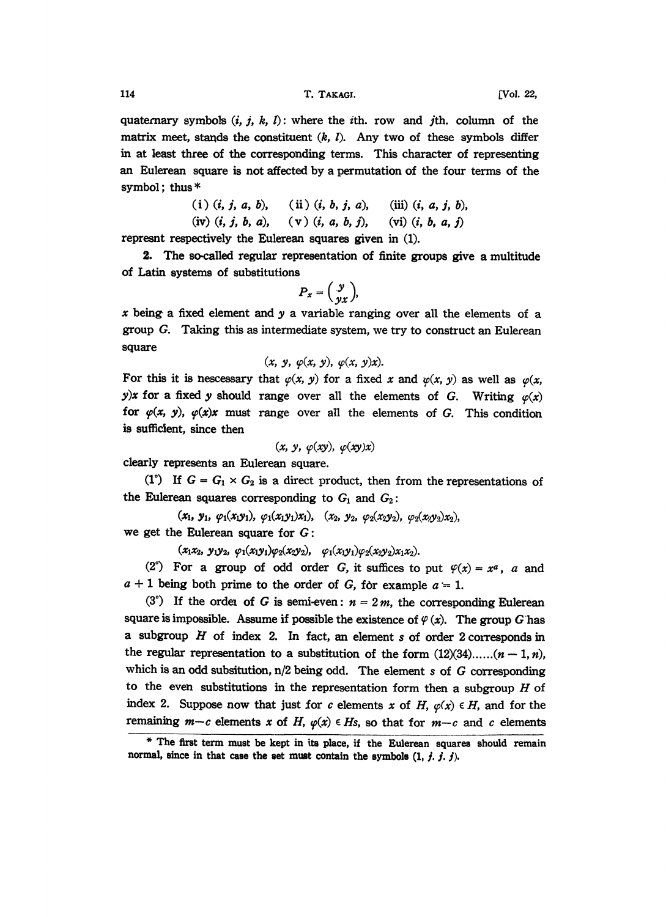quaternary symbols $(i, j, k, l)$: where the $i$th. row and $j$th. column of the matrix meet, stands the constituent $(k, l)$. Any two of these symbols differ in at least three of the corresponding terms. This character of representing an Eulerean square is not affected by a permutation of the four terms of the symbol; thus *

$$\text{(i) } (i, j, a, b), \quad \text{(ii) } (i, b, j, a), \quad \text{(iii) } (i, a, j, b),$$
$$\text{(iv) } (i, j, b, a), \quad \text{(v) } (i, a, b, j), \quad \text{(vi) } (i, b, a, j)$$

represnt respectively the Eulerean squares given in (1).

**2.** The so-called regular representation of finite groups give a multitude of Latin systems of substitutions

$$P_x = \binom{y}{yx},$$

$x$ being a fixed element and $y$ a variable ranging over all the elements of a group $G$. Taking this as intermediate system, we try to construct an Eulerean square

$$(x, y, \varphi(x, y), \varphi(x, y)x).$$

For this it is nescessary that $\varphi(x, y)$ for a fixed $x$ and $\varphi(x, y)$ as well as $\varphi(x, y)x$ for a fixed $y$ should range over all the elements of $G$. Writing $\varphi(x)$ for $\varphi(x, y)$, $\varphi(x)x$ must range over all the elements of $G$. This condition is sufficient, since then

$$(x, y, \varphi(xy), \varphi(xy)x)$$

clearly represents an Eulerean square.

(1°) If $G = G_1 \times G_2$ is a direct product, then from the representations of the Eulerean squares corresponding to $G_1$ and $G_2$:

$$(x_1, y_1, \varphi_1(x_1y_1), \varphi_1(x_1y_1)x_1), \quad (x_2, y_2, \varphi_2(x_2y_2), \varphi_2(x_2y_2)x_2),$$

we get the Eulerean square for $G$:

$$(x_1x_2, y_1y_2, \varphi_1(x_1y_1)\varphi_2(x_2y_2), \quad \varphi_1(x_1y_1)\varphi_2(x_2y_2)x_1x_2).$$

(2°) For a group of odd order $G$, it suffices to put $\varphi(x) = x^a$, $a$ and $a+1$ being both prime to the order of $G$, for example $a = 1$.

(3°) If the ordeı of $G$ is semi-even: $n = 2m$, the corresponding Eulerean square is impossible. Assume if possible the existence of $\varphi(x)$. The group $G$ has a subgroup $H$ of index 2. In fact, an element $s$ of order 2 corresponds in the regular representation to a substitution of the form $(12)(34)\ldots\ldots(n-1, n)$, which is an odd subsitution, n/2 being odd. The element $s$ of $G$ corresponding to the even substitutions in the representation form then a subgroup $H$ of index 2. Suppose now that just for $c$ elements $x$ of $H$, $\varphi(x) \in H$, and for the remaining $m-c$ elements $x$ of $H$, $\varphi(x) \in Hs$, so that for $m-c$ and $c$ elements

* The first term must be kept in its place, if the Eulerean squares should remain normal, since in that case the set must contain the symbols $(1, j, j, j)$.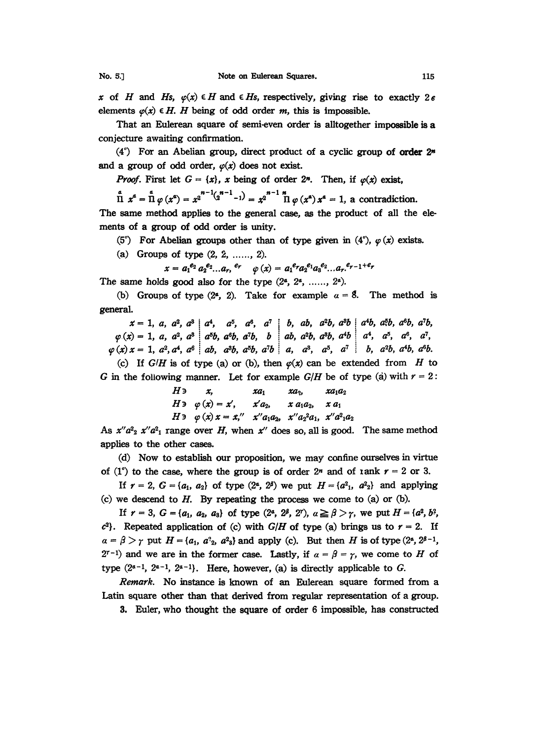$x$ of $H$ and $Hs$, $\varphi(x) \in H$ and $\in Hs$, respectively, giving rise to exactly $2\epsilon$ elements $\varphi(x) \in H$. $H$ being of odd order $m$, this is impossible.

That an Eulerean square of semi-even order is alltogether impossible is a conjecture awaiting confirmation.

(4°) For an Abelian group, direct product of a cyclic group of order $2^n$ and a group of odd order, $\varphi(x)$ does not exist.

*Proof.* First let $G = \{x\}$, $x$ being of order $2^n$. Then, if $\varphi(x)$ exist,

$\overset{a}{\Pi}\, x^a = \overset{a}{\Pi}\, \varphi(x^a) = x^{2^{n-1}(2^{n-1}-1)} = x^{2^{n-1}} \overset{n}{\Pi}\, \varphi(x^a) x^a = 1$, a contradiction.

The same method applies to the general case, as the product of all the elements of a group of odd order is unity.

(5°) For Abelian groups other than of type given in (4°), $\varphi(x)$ exists.

(a) Groups of type $(2, 2, \ldots\ldots, 2)$.

$$x = a_1^{e_2} a_2^{e_2} \ldots a_r^{e_r} \qquad \varphi(x) = a_1^{e_r} a_2^{e_1} a_3^{e_2} \ldots a_r^{e_{r-1}+e_r}$$

The same holds good also for the type $(2^a, 2^a, \ldots\ldots, 2^a)$.

(b) Groups of type $(2^a, 2)$. Take for example $a = 8$. The method is general.

| | | | | | | | | | | | | | | | | |
|---|---|---|---|---|---|---|---|---|---|---|---|---|---|---|---|---|
| $x =$ | $1$ | $a$ | $a^2$ | $a^3$ | $a^4$ | $a^5$ | $a^6$ | $a^7$ | $b$ | $ab$ | $a^2b$ | $a^3b$ | $a^4b$ | $a^5b$ | $a^6b$ | $a^7b$ |
| $\varphi(x) =$ | $1$ | $a$ | $a^2$ | $a^3$ | $a^5b$ | $a^6b$ | $a^7b$ | $b$ | $ab$ | $a^2b$ | $a^3b$ | $a^4b$ | $a^4$ | $a^5$ | $a^6$ | $a^7$ |
| $\varphi(x)x =$ | $1$ | $a^2$ | $a^4$ | $a^6$ | $ab$ | $a^3b$ | $a^5b$ | $a^7b$ | $a$ | $a^3$ | $a^5$ | $a^7$ | $b$ | $a^2b$ | $a^4b$ | $a^6b$ |

(c) If $G/H$ is of type (a) or (b), then $\varphi(x)$ can be extended from $H$ to $G$ in the following manner. Let for example $G/H$ be of type (a) with $r = 2$:

| | | | | |
|---|---|---|---|---|
| $H \ni$ | $x$, | $xa_1$ | $xa_2$, | $xa_1a_2$ |
| $H \ni$ | $\varphi(x) = x'$, | $x'a_2$, | $x\,a_1a_2$, | $x\,a_1$ |
| $H \ni$ | $\varphi(x)\,x = x''$ | $x''a_1a_2$, | $x''a_2^2a_1$, | $x''a_1^2a_2$ |

As $x''a_2^2\; x''a_1^2$ range over $H$, when $x''$ does so, all is good. The same method applies to the other cases.

(d) Now to establish our proposition, we may confine ourselves in virtue of (1°) to the case, where the group is of order $2^n$ and of rank $r = 2$ or 3.

If $r = 2$, $G = \{a_1, a_2\}$ of type $(2^a, 2^\beta)$ we put $H = \{a_1^2, a_2^2\}$ and applying (c) we descend to $H$. By repeating the process we come to (a) or (b).

If $r = 3$, $G = \{a_1, a_2, a_3\}$ of type $(2^a, 2^\beta, 2^\gamma)$, $a \geqq \beta > \gamma$, we put $H = \{a^2, b^2, c^2\}$. Repeated application of (c) with $G/H$ of type (a) brings us to $r = 2$. If $a = \beta > \gamma$ put $H = \{a_1, a_2^2, a_3^2\}$ and apply (c). But then $H$ is of type $(2^a, 2^{\beta-1}, 2^{\gamma-1})$ and we are in the former case. Lastly, if $a = \beta = \gamma$, we come to $H$ of type $(2^{a-1}, 2^{a-1}, 2^{a-1})$. Here, however, (a) is directly applicable to $G$.

*Remark.* No instance is known of an Eulerean square formed from a Latin square other than that derived from regular representation of a group.

3. Euler, who thought the square of order 6 impossible, has constructed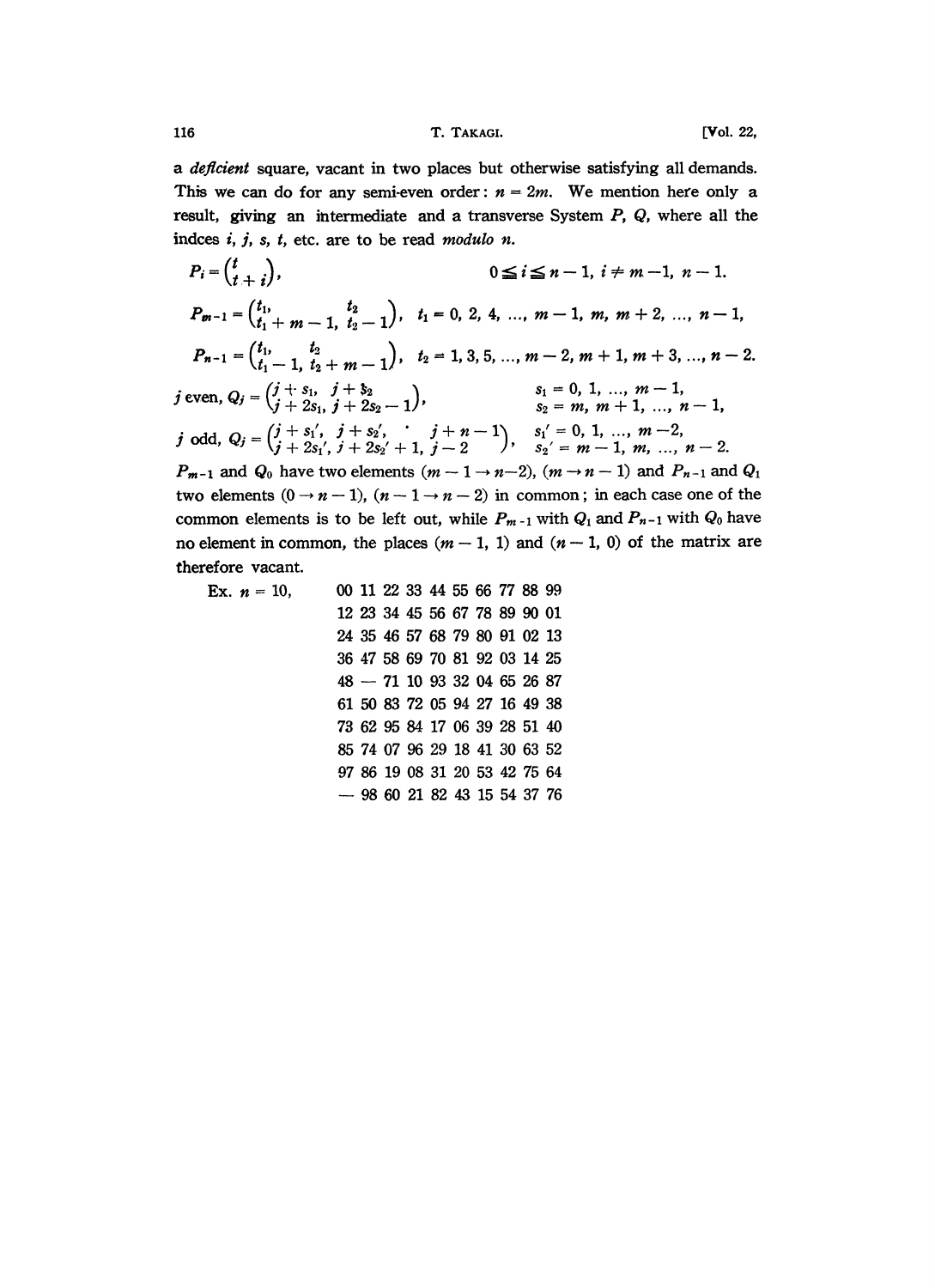a *deficient* square, vacant in two places but otherwise satisfying all demands. This we can do for any semi-even order: $n = 2m$. We mention here only a result, giving an intermediate and a transverse System $P$, $Q$, where all the indces $i$, $j$, $s$, $t$, etc. are to be read *modulo* $n$.

$$P_i = \begin{pmatrix} t \\ t+i \end{pmatrix}, \qquad 0 \leqq i \leqq n-1,\ i \neq m-1,\ n-1.$$

$$P_{m-1} = \begin{pmatrix} t_1, & t_2 \\ t_1+m-1, & t_2-1 \end{pmatrix}, \quad t_1 = 0, 2, 4, \ldots, m-1, m, m+2, \ldots, n-1,$$

$$P_{n-1} = \begin{pmatrix} t_1, & t_2 \\ t_1-1, & t_2+m-1 \end{pmatrix}, \quad t_2 = 1, 3, 5, \ldots, m-2, m+1, m+3, \ldots, n-2.$$

$$j \text{ even, } Q_j = \begin{pmatrix} j+s_1, & j+s_2 \\ j+2s_1, & j+2s_2-1 \end{pmatrix}, \quad \begin{matrix} s_1 = 0, 1, \ldots, m-1, \\ s_2 = m, m+1, \ldots, n-1, \end{matrix}$$

$$j \text{ odd, } Q_j = \begin{pmatrix} j+s_1', & j+s_2', & \cdot & j+n-1 \\ j+2s_1', & j+2s_2'+1, & & j-2 \end{pmatrix}, \quad \begin{matrix} s_1' = 0, 1, \ldots, m-2, \\ s_2' = m-1, m, \ldots, n-2. \end{matrix}$$

$P_{m-1}$ and $Q_0$ have two elements $(m-1 \to n-2)$, $(m \to n-1)$ and $P_{n-1}$ and $Q_1$ two elements $(0 \to n-1)$, $(n-1 \to n-2)$ in common; in each case one of the common elements is to be left out, while $P_{m-1}$ with $Q_1$ and $P_{n-1}$ with $Q_0$ have no element in common, the places $(m-1, 1)$ and $(n-1, 0)$ of the matrix are therefore vacant.

Ex. $n = 10$,

| | | | | | | | | | |
|---|---|---|---|---|---|---|---|---|---|
| 00 | 11 | 22 | 33 | 44 | 55 | 66 | 77 | 88 | 99 |
| 12 | 23 | 34 | 45 | 56 | 67 | 78 | 89 | 90 | 01 |
| 24 | 35 | 46 | 57 | 68 | 79 | 80 | 91 | 02 | 13 |
| 36 | 47 | 58 | 69 | 70 | 81 | 92 | 03 | 14 | 25 |
| 48 | — | 71 | 10 | 93 | 32 | 04 | 65 | 26 | 87 |
| 61 | 50 | 83 | 72 | 05 | 94 | 27 | 16 | 49 | 38 |
| 73 | 62 | 95 | 84 | 17 | 06 | 39 | 28 | 51 | 40 |
| 85 | 74 | 07 | 96 | 29 | 18 | 41 | 30 | 63 | 52 |
| 97 | 86 | 19 | 08 | 31 | 20 | 53 | 42 | 75 | 64 |
| — | 98 | 60 | 21 | 82 | 43 | 15 | 54 | 37 | 76 |